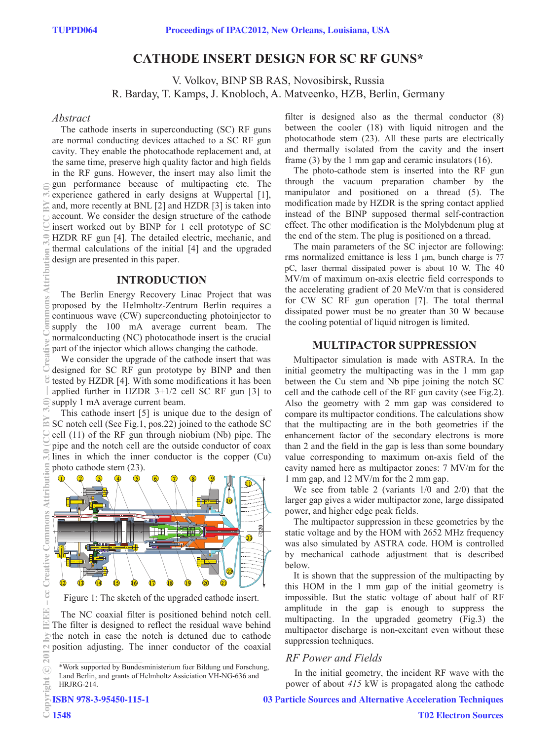# CATHODE INSERT DESIGN FOR SC RF GUNS*

V. Volkov, BINP SB RAS, Novosibirsk, Russia
R. Barday, T. Kamps, J. Knobloch, A. Matveenko, HZB, Berlin, Germany

### *Abstract*

The cathode inserts in superconducting (SC) RF guns are normal conducting devices attached to a SC RF gun cavity. They enable the photocathode replacement and, at the same time, preserve high quality factor and high fields in the RF guns. However, the insert may also limit the gun performance because of multipacting etc. The experience gathered in early designs at Wuppertal [1], and, more recently at BNL [2] and HZDR [3] is taken into account. We consider the design structure of the cathode insert worked out by BINP for 1 cell prototype of SC HZDR RF gun [4]. The detailed electric, mechanic, and thermal calculations of the initial [4] and the upgraded design are presented in this paper.

## INTRODUCTION

The Berlin Energy Recovery Linac Project that was proposed by the Helmholtz-Zentrum Berlin requires a continuous wave (CW) superconducting photoinjector to supply the 100 mA average current beam. The normalconducting (NC) photocathode insert is the crucial part of the injector which allows changing the cathode.

We consider the upgrade of the cathode insert that was designed for SC RF gun prototype by BINP and then tested by HZDR [4]. With some modifications it has been applied further in HZDR 3+1/2 cell SC RF gun [3] to supply 1 mA average current beam.

This cathode insert [5] is unique due to the design of SC notch cell (See Fig.1, pos.22) joined to the cathode SC cell (11) of the RF gun through niobium (Nb) pipe. The pipe and the notch cell are the outside conductor of coax lines in which the inner conductor is the copper (Cu) photo cathode stem (23).

Figure 1: The sketch of the upgraded cathode insert.

The NC coaxial filter is positioned behind notch cell. The filter is designed to reflect the residual wave behind the notch in case the notch is detuned due to cathode position adjusting. The inner conductor of the coaxial filter is designed also as the thermal conductor (8) between the cooler (18) with liquid nitrogen and the photocathode stem (23). All these parts are electrically and thermally isolated from the cavity and the insert frame (3) by the 1 mm gap and ceramic insulators (16).

The photo-cathode stem is inserted into the RF gun through the vacuum preparation chamber by the manipulator and positioned on a thread (5). The modification made by HZDR is the spring contact applied instead of the BINP supposed thermal self-contraction effect. The other modification is the Molybdenum plug at the end of the stem. The plug is positioned on a thread.

The main parameters of the SC injector are following: rms normalized emittance is less 1 μm, bunch charge is 77 pC, laser thermal dissipated power is about 10 W. The 40 MV/m of maximum on-axis electric field corresponds to the accelerating gradient of 20 MeV/m that is considered for CW SC RF gun operation [7]. The total thermal dissipated power must be no greater than 30 W because the cooling potential of liquid nitrogen is limited.

## MULTIPACTOR SUPPRESSION

Multipactor simulation is made with ASTRA. In the initial geometry the multipacting was in the 1 mm gap between the Cu stem and Nb pipe joining the notch SC cell and the cathode cell of the RF gun cavity (see Fig.2). Also the geometry with 2 mm gap was considered to compare its multipactor conditions. The calculations show that the multipacting are in the both geometries if the enhancement factor of the secondary electrons is more than 2 and the field in the gap is less than some boundary value corresponding to maximum on-axis field of the cavity named here as multipactor zones: 7 MV/m for the 1 mm gap, and 12 MV/m for the 2 mm gap.

We see from table 2 (variants 1/0 and 2/0) that the larger gap gives a wider multipactor zone, large dissipated power, and higher edge peak fields.

The multipactor suppression in these geometries by the static voltage and by the HOM with 2652 MHz frequency was also simulated by ASTRA code. HOM is controlled by mechanical cathode adjustment that is described below.

It is shown that the suppression of the multipacting by this HOM in the 1 mm gap of the initial geometry is impossible. But the static voltage of about half of RF amplitude in the gap is enough to suppress the multipacting. In the upgraded geometry (Fig.3) the multipactor discharge is non-excitant even without these suppression techniques.

### *RF Power and Fields*

In the initial geometry, the incident RF wave with the power of about *415* kW is propagated along the cathode

*Work supported by Bundesministerium fuer Bildung und Forschung, Land Berlin, and grants of Helmholtz Assiciation VH-NG-636 and HRJRG-214.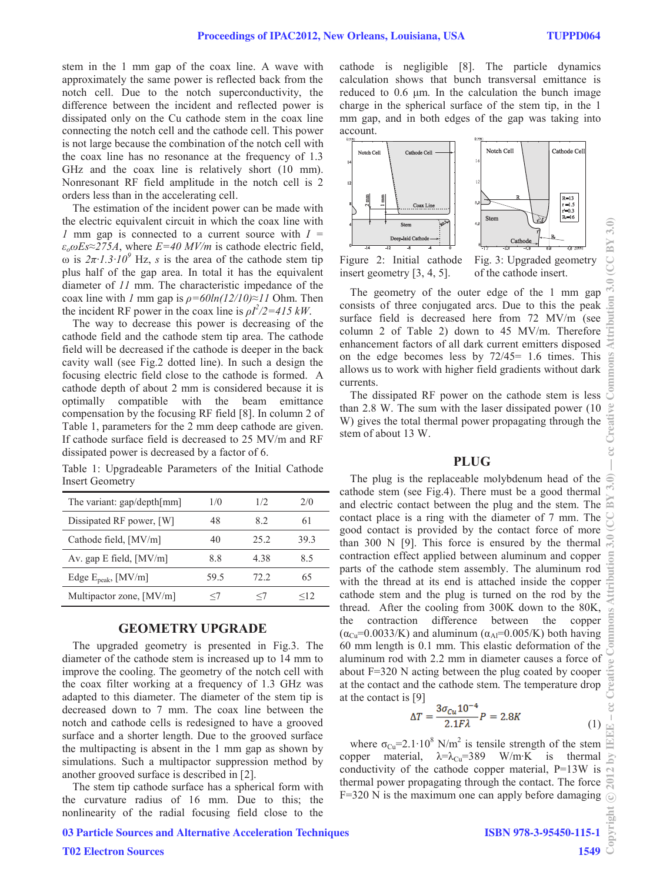stem in the 1 mm gap of the coax line. A wave with approximately the same power is reflected back from the notch cell. Due to the notch superconductivity, the difference between the incident and reflected power is dissipated only on the Cu cathode stem in the coax line connecting the notch cell and the cathode cell. This power is not large because the combination of the notch cell with the coax line has no resonance at the frequency of 1.3 GHz and the coax line is relatively short (10 mm). Nonresonant RF field amplitude in the notch cell is 2 orders less than in the accelerating cell.

The estimation of the incident power can be made with the electric equivalent circuit in which the coax line with *1* mm gap is connected to a current source with $I = \varepsilon_o\omega Es \approx 275A$, where $E=40$ MV/m is cathode electric field, $\omega$ is $2\pi \cdot 1.3 \cdot 10^9$ Hz, $s$ is the area of the cathode stem tip plus half of the gap area. In total it has the equivalent diameter of *11* mm. The characteristic impedance of the coax line with *1* mm gap is $\rho=60\ln(12/10)\approx 11$ Ohm. Then the incident RF power in the coax line is $\rho I^2/2=415$ kW.

The way to decrease this power is decreasing of the cathode field and the cathode stem tip area. The cathode field will be decreased if the cathode is deeper in the back cavity wall (see Fig.2 dotted line). In such a design the focusing electric field close to the cathode is formed. A cathode depth of about 2 mm is considered because it is optimally compatible with the beam emittance compensation by the focusing RF field [8]. In column 2 of Table 1, parameters for the 2 mm deep cathode are given. If cathode surface field is decreased to 25 MV/m and RF dissipated power is decreased by a factor of 6.

Table 1: Upgradeable Parameters of the Initial Cathode Insert Geometry

| The variant: gap/depth[mm] | 1/0 | 1/2 | 2/0 |
|---|---|---|---|
| Dissipated RF power, [W] | 48 | 8.2 | 61 |
| Cathode field, [MV/m] | 40 | 25.2 | 39.3 |
| Av. gap E field, [MV/m] | 8.8 | 4.38 | 8.5 |
| Edge $E_{peak}$, [MV/m] | 59.5 | 72.2 | 65 |
| Multipactor zone, [MV/m] | ≤7 | ≤7 | ≤12 |

## GEOMETRY UPGRADE

The upgraded geometry is presented in Fig.3. The diameter of the cathode stem is increased up to 14 mm to improve the cooling. The geometry of the notch cell with the coax filter working at a frequency of 1.3 GHz was adapted to this diameter. The diameter of the stem tip is decreased down to 7 mm. The coax line between the notch and cathode cells is redesigned to have a grooved surface and a shorter length. Due to the grooved surface the multipacting is absent in the 1 mm gap as shown by simulations. Such a multipactor suppression method by another grooved surface is described in [2].

The stem tip cathode surface has a spherical form with the curvature radius of 16 mm. Due to this; the nonlinearity of the radial focusing field close to the cathode is negligible [8]. The particle dynamics calculation shows that bunch transversal emittance is reduced to 0.6 µm. In the calculation the bunch image charge in the spherical surface of the stem tip, in the 1 mm gap, and in both edges of the gap was taking into account.

Figure 2: Initial cathode insert geometry [3, 4, 5].

Fig. 3: Upgraded geometry of the cathode insert.

The geometry of the outer edge of the 1 mm gap consists of three conjugated arcs. Due to this the peak surface field is decreased here from 72 MV/m (see column 2 of Table 2) down to 45 MV/m. Therefore enhancement factors of all dark current emitters disposed on the edge becomes less by 72/45= 1.6 times. This allows us to work with higher field gradients without dark currents.

The dissipated RF power on the cathode stem is less than 2.8 W. The sum with the laser dissipated power (10 W) gives the total thermal power propagating through the stem of about 13 W.

## PLUG

The plug is the replaceable molybdenum head of the cathode stem (see Fig.4). There must be a good thermal and electric contact between the plug and the stem. The contact place is a ring with the diameter of 7 mm. The good contact is provided by the contact force of more than 300 N [9]. This force is ensured by the thermal contraction effect applied between aluminum and copper parts of the cathode stem assembly. The aluminum rod with the thread at its end is attached inside the copper cathode stem and the plug is turned on the rod by the thread. After the cooling from 300K down to the 80K, the contraction difference between the copper ($\alpha_{Cu}$=0.0033/K) and aluminum ($\alpha_{Al}$=0.005/K) both having 60 mm length is 0.1 mm. This elastic deformation of the aluminum rod with 2.2 mm in diameter causes a force of about F=320 N acting between the plug coated by cooper at the contact and the cathode stem. The temperature drop at the contact is [9]

$$\Delta T = \frac{3\sigma_{Cu}10^{-4}}{2.1F\lambda}P = 2.8K \tag{1}$$

where $\sigma_{Cu}=2.1\cdot 10^8$ N/m$^2$ is tensile strength of the stem copper material, $\lambda=\lambda_{Cu}$=389 W/m·K is thermal conductivity of the cathode copper material, P=13W is thermal power propagating through the contact. The force F=320 N is the maximum one can apply before damaging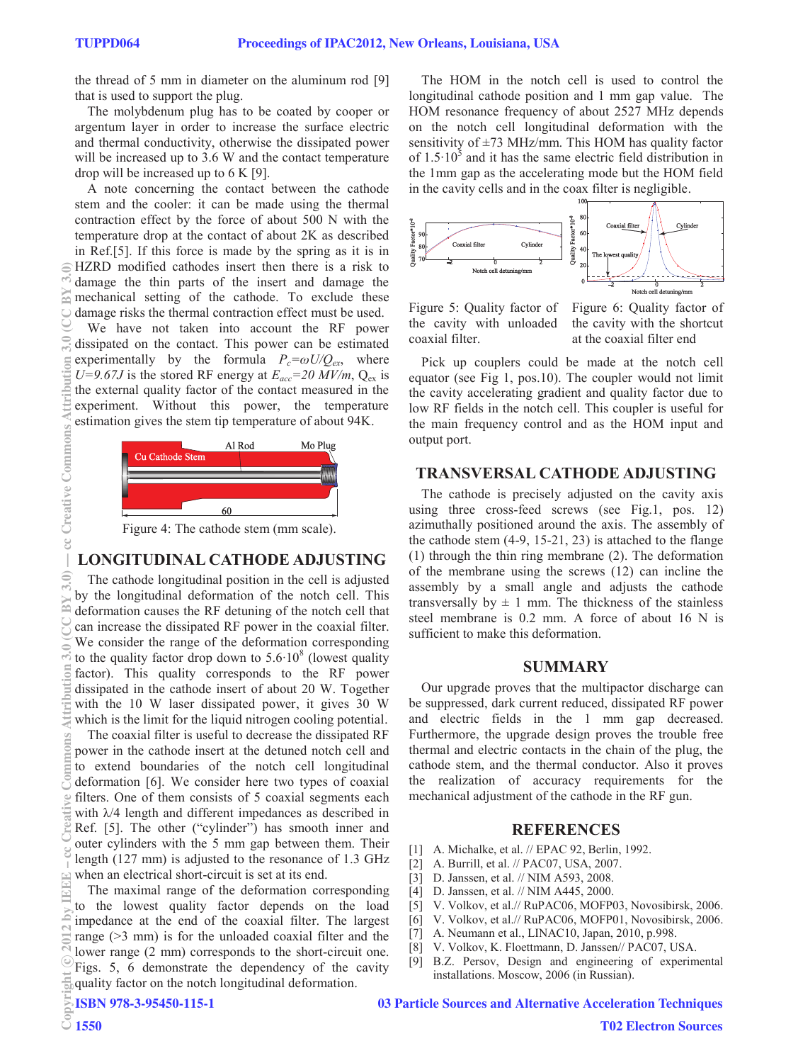the thread of 5 mm in diameter on the aluminum rod [9] that is used to support the plug.

The molybdenum plug has to be coated by cooper or argentum layer in order to increase the surface electric and thermal conductivity, otherwise the dissipated power will be increased up to 3.6 W and the contact temperature drop will be increased up to 6 K [9].

A note concerning the contact between the cathode stem and the cooler: it can be made using the thermal contraction effect by the force of about 500 N with the temperature drop at the contact of about 2K as described in Ref.[5]. If this force is made by the spring as it is in HZRD modified cathodes insert then there is a risk to damage the thin parts of the insert and damage the mechanical setting of the cathode. To exclude these damage risks the thermal contraction effect must be used.

We have not taken into account the RF power dissipated on the contact. This power can be estimated experimentally by the formula $P_c=\omega U/Q_{ex}$, where $U=9.67J$ is the stored RF energy at $E_{acc}=20\ MV/m$, $Q_{ex}$ is the external quality factor of the contact measured in the experiment. Without this power, the temperature estimation gives the stem tip temperature of about 94K.

Cu Cathode Stem
Al Rod
Mo Plug
60

Figure 4: The cathode stem (mm scale).

## LONGITUDINAL CATHODE ADJUSTING

The cathode longitudinal position in the cell is adjusted by the longitudinal deformation of the notch cell. This deformation causes the RF detuning of the notch cell that can increase the dissipated RF power in the coaxial filter. We consider the range of the deformation corresponding to the quality factor drop down to $5.6 \cdot 10^8$ (lowest quality factor). This quality corresponds to the RF power dissipated in the cathode insert of about 20 W. Together with the 10 W laser dissipated power, it gives 30 W which is the limit for the liquid nitrogen cooling potential.

The coaxial filter is useful to decrease the dissipated RF power in the cathode insert at the detuned notch cell and to extend boundaries of the notch cell longitudinal deformation [6]. We consider here two types of coaxial filters. One of them consists of 5 coaxial segments each with $\lambda/4$ length and different impedances as described in Ref. [5]. The other ("cylinder") has smooth inner and outer cylinders with the 5 mm gap between them. Their length (127 mm) is adjusted to the resonance of 1.3 GHz when an electrical short-circuit is set at its end.

The maximal range of the deformation corresponding to the lowest quality factor depends on the load impedance at the end of the coaxial filter. The largest range (>3 mm) is for the unloaded coaxial filter and the lower range (2 mm) corresponds to the short-circuit one. Figs. 5, 6 demonstrate the dependency of the cavity quality factor on the notch longitudinal deformation.

The HOM in the notch cell is used to control the longitudinal cathode position and 1 mm gap value. The HOM resonance frequency of about 2527 MHz depends on the notch cell longitudinal deformation with the sensitivity of ±73 MHz/mm. This HOM has quality factor of $1.5 \cdot 10^5$ and it has the same electric field distribution in the 1mm gap as the accelerating mode but the HOM field in the cavity cells and in the coax filter is negligible.

Quality Factor* 10^8
90
80
70
Coaxial filter
Cylinder
-2
0
2
Notch cell detuning/mm

Figure 5: Quality factor of the cavity with unloaded coaxial filter.

Quality Factor* 10^8
100
80
60
40
20
0
Coaxial filter
Cylinder
The lowest quality
-2
0
2
Notch cell detuning/mm

Figure 6: Quality factor of the cavity with the shortcut at the coaxial filter end

Pick up couplers could be made at the notch cell equator (see Fig 1, pos.10). The coupler would not limit the cavity accelerating gradient and quality factor due to low RF fields in the notch cell. This coupler is useful for the main frequency control and as the HOM input and output port.

## TRANSVERSAL CATHODE ADJUSTING

The cathode is precisely adjusted on the cavity axis using three cross-feed screws (see Fig.1, pos. 12) azimuthally positioned around the axis. The assembly of the cathode stem (4-9, 15-21, 23) is attached to the flange (1) through the thin ring membrane (2). The deformation of the membrane using the screws (12) can incline the assembly by a small angle and adjusts the cathode transversally by ± 1 mm. The thickness of the stainless steel membrane is 0.2 mm. A force of about 16 N is sufficient to make this deformation.

## SUMMARY

Our upgrade proves that the multipactor discharge can be suppressed, dark current reduced, dissipated RF power and electric fields in the 1 mm gap decreased. Furthermore, the upgrade design proves the trouble free thermal and electric contacts in the chain of the plug, the cathode stem, and the thermal conductor. Also it proves the realization of accuracy requirements for the mechanical adjustment of the cathode in the RF gun.

## REFERENCES

[1] A. Michalke, et al. // EPAC 92, Berlin, 1992.
[2] A. Burrill, et al. // PAC07, USA, 2007.
[3] D. Janssen, et al. // NIM A593, 2008.
[4] D. Janssen, et al. // NIM A445, 2000.
[5] V. Volkov, et al.// RuPAC06, MOFP03, Novosibirsk, 2006.
[6] V. Volkov, et al.// RuPAC06, MOFP01, Novosibirsk, 2006.
[7] A. Neumann et al., LINAC10, Japan, 2010, p.998.
[8] V. Volkov, K. Floettmann, D. Janssen// PAC07, USA.
[9] B.Z. Persov, Design and engineering of experimental installations. Moscow, 2006 (in Russian).